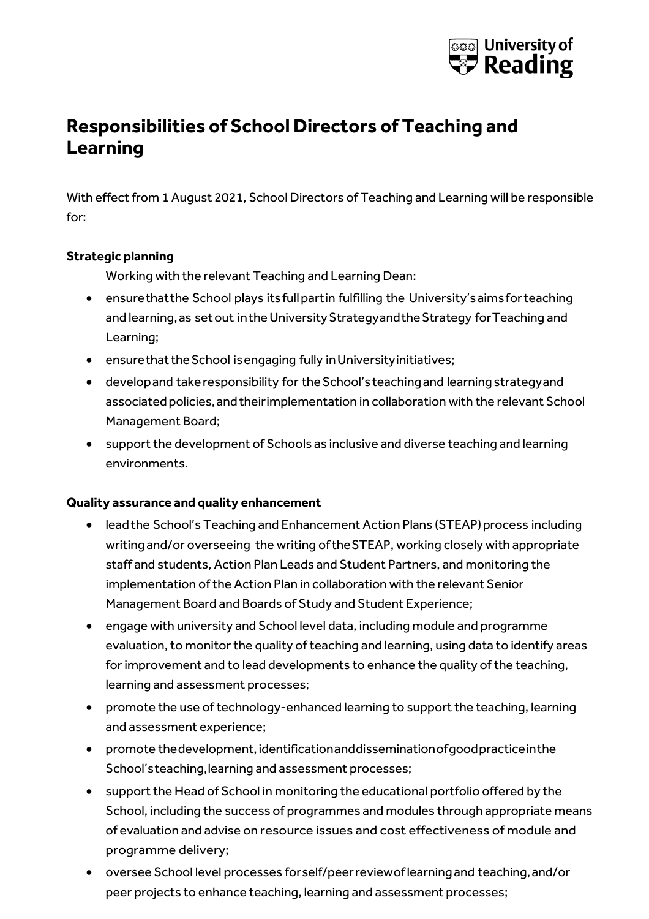# Responsibilities of School Directors of Teaching and Learning

With effect from 1 August 2021, School Directors of Teaching and Learning will be responsible for:

**Strategic planning**

Working with the relevant Teaching and Learning Dean:

- ensure that the School plays its full part in fulfilling the University's aims for teaching and learning, as set out in the University Strategy and the Strategy for Teaching and Learning;
- ensure that the School is engaging fully in University initiatives;
- develop and take responsibility for the School's teaching and learning strategy and associated policies, and their implementation in collaboration with the relevant School Management Board;
- support the development of Schools as inclusive and diverse teaching and learning environments.

**Quality assurance and quality enhancement**

- lead the School's Teaching and Enhancement Action Plans (STEAP) process including writing and/or overseeing the writing of the STEAP, working closely with appropriate staff and students, Action Plan Leads and Student Partners, and monitoring the implementation of the Action Plan in collaboration with the relevant Senior Management Board and Boards of Study and Student Experience;
- engage with university and School level data, including module and programme evaluation, to monitor the quality of teaching and learning, using data to identify areas for improvement and to lead developments to enhance the quality of the teaching, learning and assessment processes;
- promote the use of technology-enhanced learning to support the teaching, learning and assessment experience;
- promote the development, identification and dissemination of good practice in the School's teaching, learning and assessment processes;
- support the Head of School in monitoring the educational portfolio offered by the School, including the success of programmes and modules through appropriate means of evaluation and advise on resource issues and cost effectiveness of module and programme delivery;
- oversee School level processes for self/peer review of learning and teaching, and/or peer projects to enhance teaching, learning and assessment processes;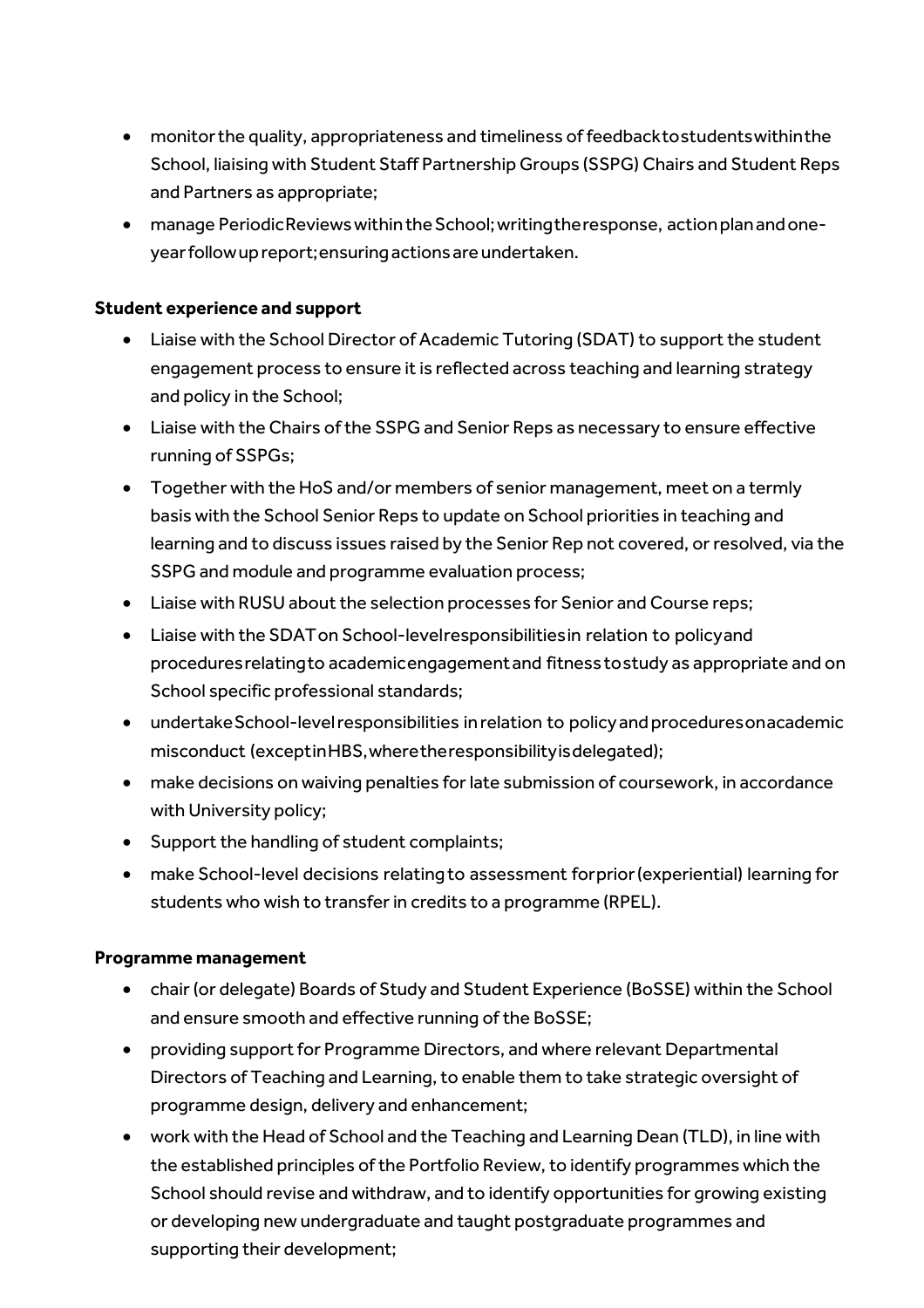- monitor the quality, appropriateness and timeliness of feedback to students within the School, liaising with Student Staff Partnership Groups (SSPG) Chairs and Student Reps and Partners as appropriate;
- manage Periodic Reviews within the School; writing the response, action plan and one-year follow up report; ensuring actions are undertaken.

**Student experience and support**

- Liaise with the School Director of Academic Tutoring (SDAT) to support the student engagement process to ensure it is reflected across teaching and learning strategy and policy in the School;
- Liaise with the Chairs of the SSPG and Senior Reps as necessary to ensure effective running of SSPGs;
- Together with the HoS and/or members of senior management, meet on a termly basis with the School Senior Reps to update on School priorities in teaching and learning and to discuss issues raised by the Senior Rep not covered, or resolved, via the SSPG and module and programme evaluation process;
- Liaise with RUSU about the selection processes for Senior and Course reps;
- Liaise with the SDAT on School-level responsibilities in relation to policy and procedures relating to academic engagement and fitness to study as appropriate and on School specific professional standards;
- undertake School-level responsibilities in relation to policy and procedures on academic misconduct (except in HBS, where the responsibility is delegated);
- make decisions on waiving penalties for late submission of coursework, in accordance with University policy;
- Support the handling of student complaints;
- make School-level decisions relating to assessment for prior (experiential) learning for students who wish to transfer in credits to a programme (RPEL).

**Programme management**

- chair (or delegate) Boards of Study and Student Experience (BoSSE) within the School and ensure smooth and effective running of the BoSSE;
- providing support for Programme Directors, and where relevant Departmental Directors of Teaching and Learning, to enable them to take strategic oversight of programme design, delivery and enhancement;
- work with the Head of School and the Teaching and Learning Dean (TLD), in line with the established principles of the Portfolio Review, to identify programmes which the School should revise and withdraw, and to identify opportunities for growing existing or developing new undergraduate and taught postgraduate programmes and supporting their development;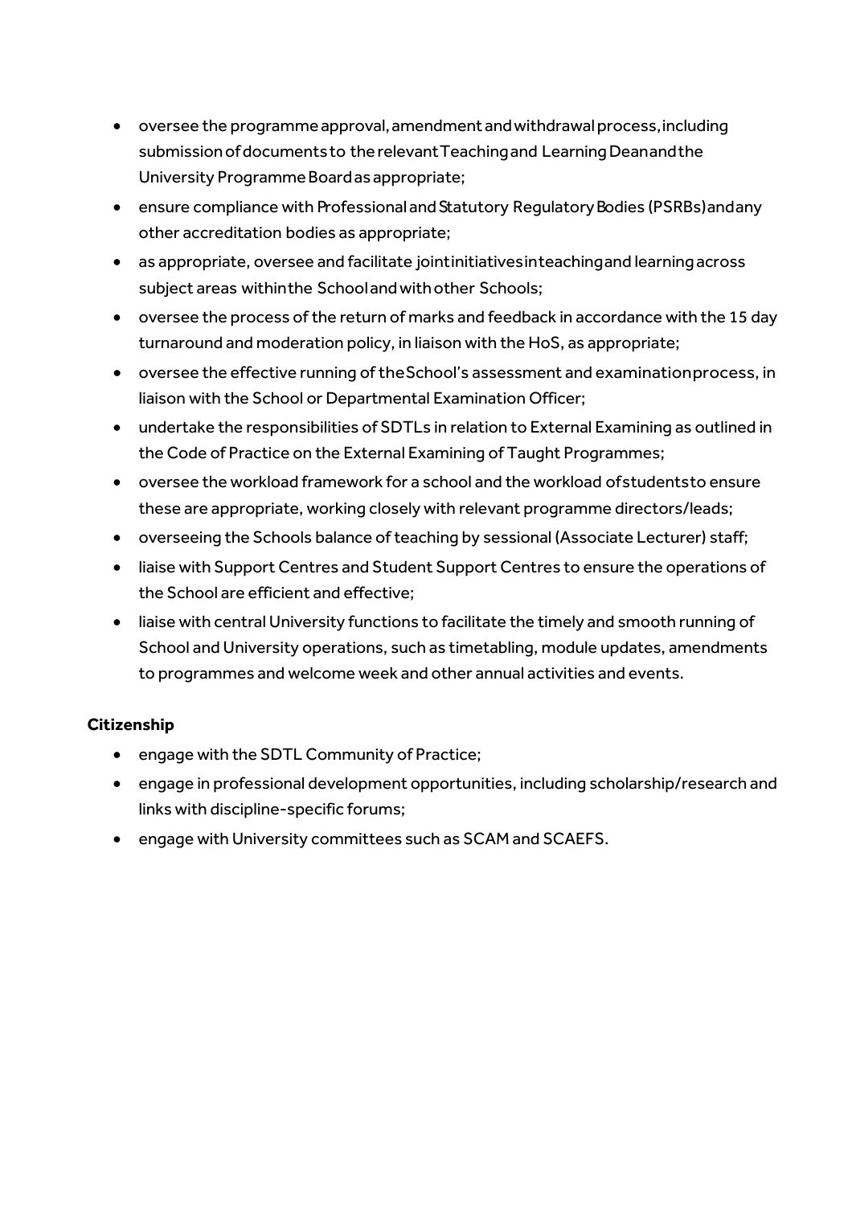- oversee the programme approval, amendment and withdrawal process, including submission of documents to the relevant Teaching and Learning Dean and the University Programme Board as appropriate;
- ensure compliance with Professional and Statutory Regulatory Bodies (PSRBs) and any other accreditation bodies as appropriate;
- as appropriate, oversee and facilitate joint initiatives in teaching and learning across subject areas within the School and with other Schools;
- oversee the process of the return of marks and feedback in accordance with the 15 day turnaround and moderation policy, in liaison with the HoS, as appropriate;
- oversee the effective running of the School's assessment and examination process, in liaison with the School or Departmental Examination Officer;
- undertake the responsibilities of SDTLs in relation to External Examining as outlined in the Code of Practice on the External Examining of Taught Programmes;
- oversee the workload framework for a school and the workload of students to ensure these are appropriate, working closely with relevant programme directors/leads;
- overseeing the Schools balance of teaching by sessional (Associate Lecturer) staff;
- liaise with Support Centres and Student Support Centres to ensure the operations of the School are efficient and effective;
- liaise with central University functions to facilitate the timely and smooth running of School and University operations, such as timetabling, module updates, amendments to programmes and welcome week and other annual activities and events.

**Citizenship**

- engage with the SDTL Community of Practice;
- engage in professional development opportunities, including scholarship/research and links with discipline-specific forums;
- engage with University committees such as SCAM and SCAEFS.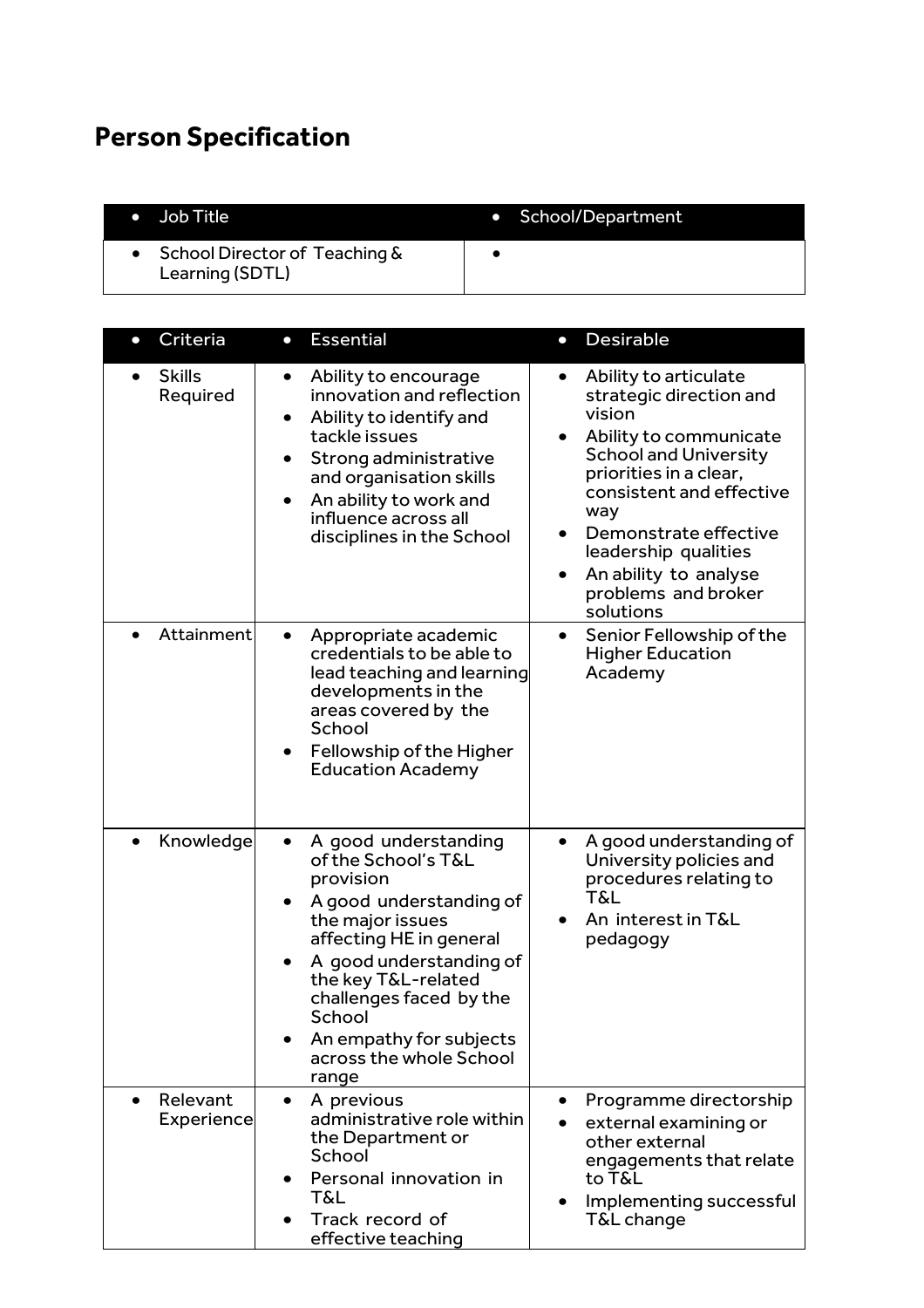# Person Specification

| Job Title | School/Department |
|---|---|
| School Director of Teaching & Learning (SDTL) | |

| Criteria | Essential | Desirable |
|---|---|---|
| Skills Required | • Ability to encourage innovation and reflection<br>• Ability to identify and tackle issues<br>• Strong administrative and organisation skills<br>• An ability to work and influence across all disciplines in the School | • Ability to articulate strategic direction and vision<br>• Ability to communicate School and University priorities in a clear, consistent and effective way<br>• Demonstrate effective leadership qualities<br>• An ability to analyse problems and broker solutions |
| Attainment | • Appropriate academic credentials to be able to lead teaching and learning developments in the areas covered by the School<br>• Fellowship of the Higher Education Academy | • Senior Fellowship of the Higher Education Academy |
| Knowledge | • A good understanding of the School's T&L provision<br>• A good understanding of the major issues affecting HE in general<br>• A good understanding of the key T&L-related challenges faced by the School<br>• An empathy for subjects across the whole School range | • A good understanding of University policies and procedures relating to T&L<br>• An interest in T&L pedagogy |
| Relevant Experience | • A previous administrative role within the Department or School<br>• Personal innovation in T&L<br>• Track record of effective teaching | • Programme directorship<br>• external examining or other external engagements that relate to T&L<br>• Implementing successful T&L change |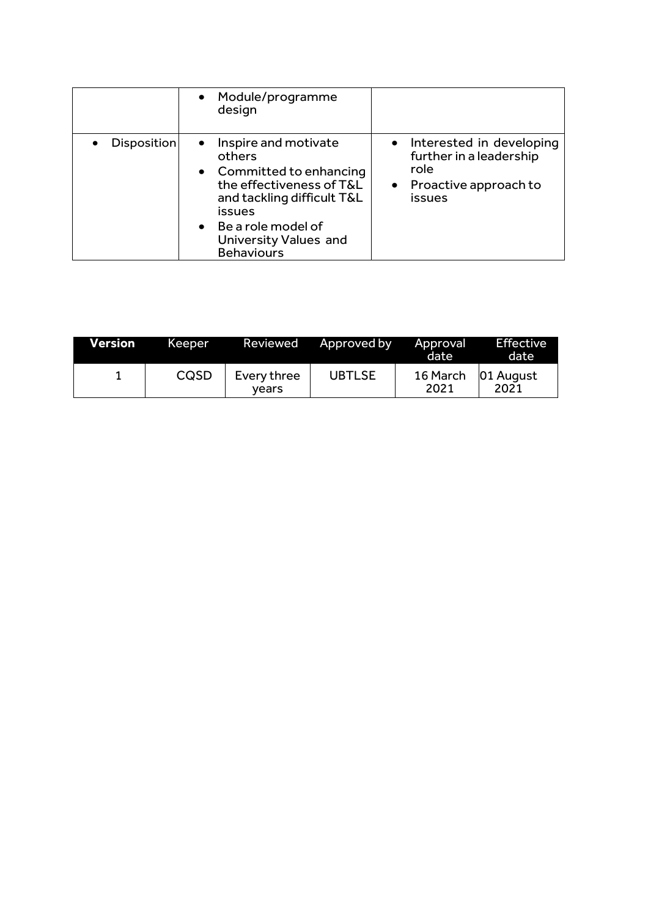| | | |
|---|---|---|
| | • Module/programme design | |
| • Disposition | • Inspire and motivate others<br>• Committed to enhancing the effectiveness of T&L and tackling difficult T&L issues<br>• Be a role model of University Values and Behaviours | • Interested in developing further in a leadership role<br>• Proactive approach to issues |

| Version | Keeper | Reviewed | Approved by | Approval date | Effective date |
|---|---|---|---|---|---|
| 1 | CQSD | Every three years | UBTLSE | 16 March 2021 | 01 August 2021 |